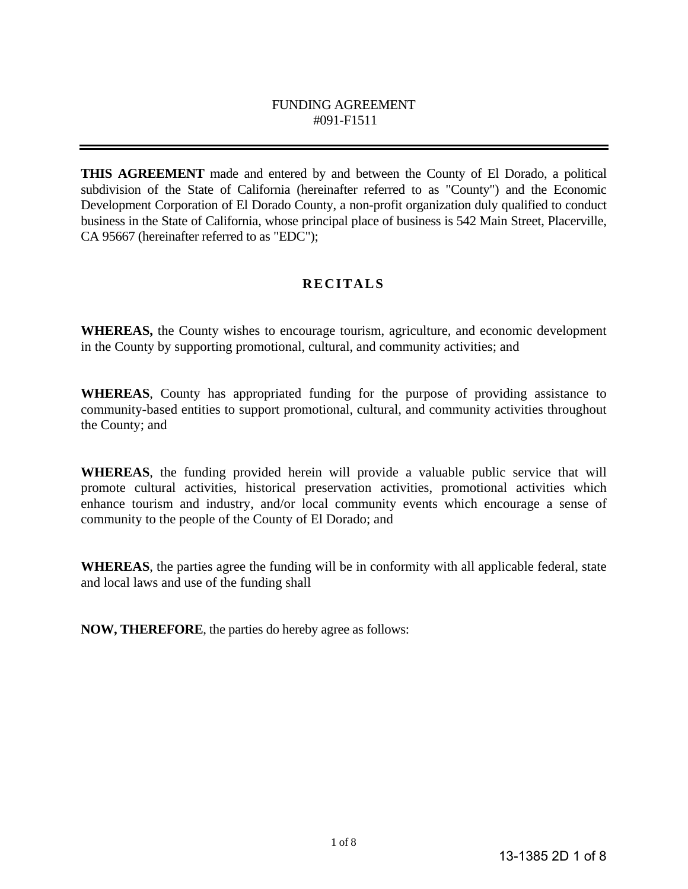# FUNDING AGREEMENT
## #091-F1511

---

**THIS AGREEMENT** made and entered by and between the County of El Dorado, a political subdivision of the State of California (hereinafter referred to as "County") and the Economic Development Corporation of El Dorado County, a non-profit organization duly qualified to conduct business in the State of California, whose principal place of business is 542 Main Street, Placerville, CA 95667 (hereinafter referred to as "EDC");

## RECITALS

**WHEREAS,** the County wishes to encourage tourism, agriculture, and economic development in the County by supporting promotional, cultural, and community activities; and

**WHEREAS**, County has appropriated funding for the purpose of providing assistance to community-based entities to support promotional, cultural, and community activities throughout the County; and

**WHEREAS**, the funding provided herein will provide a valuable public service that will promote cultural activities, historical preservation activities, promotional activities which enhance tourism and industry, and/or local community events which encourage a sense of community to the people of the County of El Dorado; and

**WHEREAS**, the parties agree the funding will be in conformity with all applicable federal, state and local laws and use of the funding shall

**NOW, THEREFORE**, the parties do hereby agree as follows: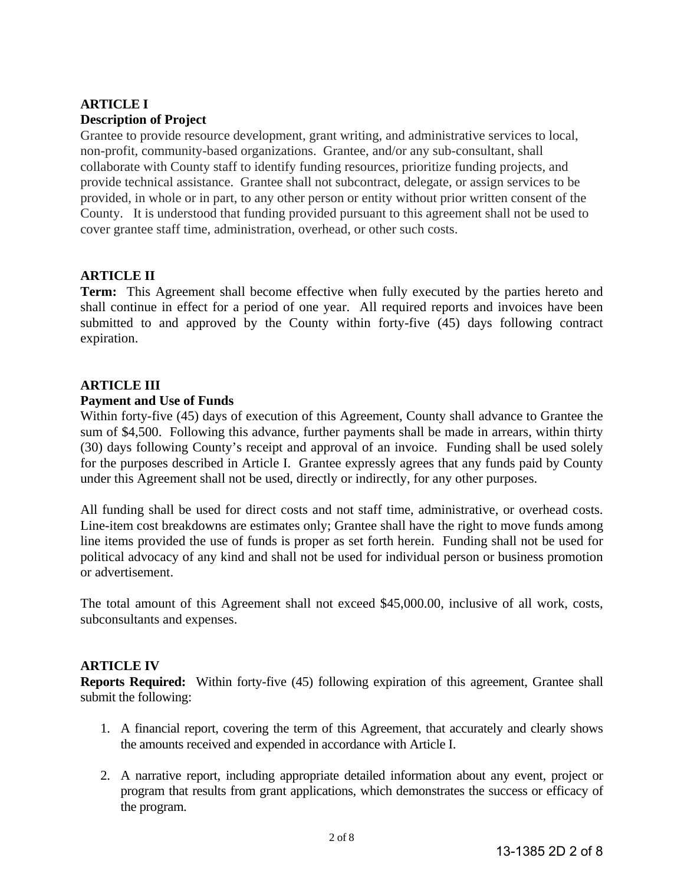**ARTICLE I**
**Description of Project**

Grantee to provide resource development, grant writing, and administrative services to local, non-profit, community-based organizations. Grantee, and/or any sub-consultant, shall collaborate with County staff to identify funding resources, prioritize funding projects, and provide technical assistance. Grantee shall not subcontract, delegate, or assign services to be provided, in whole or in part, to any other person or entity without prior written consent of the County. It is understood that funding provided pursuant to this agreement shall not be used to cover grantee staff time, administration, overhead, or other such costs.

**ARTICLE II**

**Term:** This Agreement shall become effective when fully executed by the parties hereto and shall continue in effect for a period of one year. All required reports and invoices have been submitted to and approved by the County within forty-five (45) days following contract expiration.

**ARTICLE III**
**Payment and Use of Funds**

Within forty-five (45) days of execution of this Agreement, County shall advance to Grantee the sum of $4,500. Following this advance, further payments shall be made in arrears, within thirty (30) days following County's receipt and approval of an invoice. Funding shall be used solely for the purposes described in Article I. Grantee expressly agrees that any funds paid by County under this Agreement shall not be used, directly or indirectly, for any other purposes.

All funding shall be used for direct costs and not staff time, administrative, or overhead costs. Line-item cost breakdowns are estimates only; Grantee shall have the right to move funds among line items provided the use of funds is proper as set forth herein. Funding shall not be used for political advocacy of any kind and shall not be used for individual person or business promotion or advertisement.

The total amount of this Agreement shall not exceed $45,000.00, inclusive of all work, costs, subconsultants and expenses.

**ARTICLE IV**

**Reports Required:** Within forty-five (45) following expiration of this agreement, Grantee shall submit the following:

1. A financial report, covering the term of this Agreement, that accurately and clearly shows the amounts received and expended in accordance with Article I.

2. A narrative report, including appropriate detailed information about any event, project or program that results from grant applications, which demonstrates the success or efficacy of the program.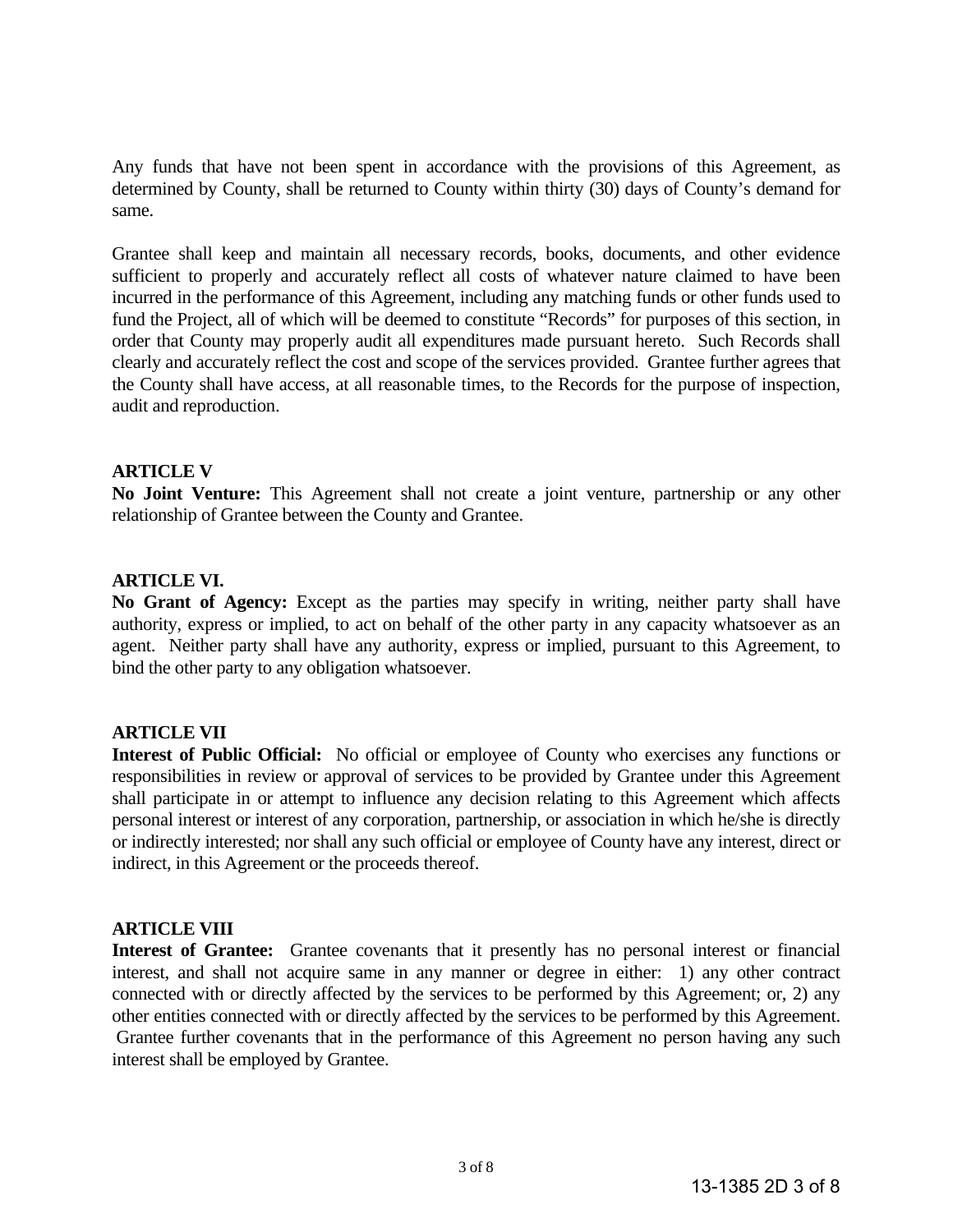Any funds that have not been spent in accordance with the provisions of this Agreement, as determined by County, shall be returned to County within thirty (30) days of County's demand for same.

Grantee shall keep and maintain all necessary records, books, documents, and other evidence sufficient to properly and accurately reflect all costs of whatever nature claimed to have been incurred in the performance of this Agreement, including any matching funds or other funds used to fund the Project, all of which will be deemed to constitute "Records" for purposes of this section, in order that County may properly audit all expenditures made pursuant hereto. Such Records shall clearly and accurately reflect the cost and scope of the services provided. Grantee further agrees that the County shall have access, at all reasonable times, to the Records for the purpose of inspection, audit and reproduction.

**ARTICLE V**

**No Joint Venture:** This Agreement shall not create a joint venture, partnership or any other relationship of Grantee between the County and Grantee.

**ARTICLE VI.**

**No Grant of Agency:** Except as the parties may specify in writing, neither party shall have authority, express or implied, to act on behalf of the other party in any capacity whatsoever as an agent. Neither party shall have any authority, express or implied, pursuant to this Agreement, to bind the other party to any obligation whatsoever.

**ARTICLE VII**

**Interest of Public Official:** No official or employee of County who exercises any functions or responsibilities in review or approval of services to be provided by Grantee under this Agreement shall participate in or attempt to influence any decision relating to this Agreement which affects personal interest or interest of any corporation, partnership, or association in which he/she is directly or indirectly interested; nor shall any such official or employee of County have any interest, direct or indirect, in this Agreement or the proceeds thereof.

**ARTICLE VIII**

**Interest of Grantee:** Grantee covenants that it presently has no personal interest or financial interest, and shall not acquire same in any manner or degree in either: 1) any other contract connected with or directly affected by the services to be performed by this Agreement; or, 2) any other entities connected with or directly affected by the services to be performed by this Agreement. Grantee further covenants that in the performance of this Agreement no person having any such interest shall be employed by Grantee.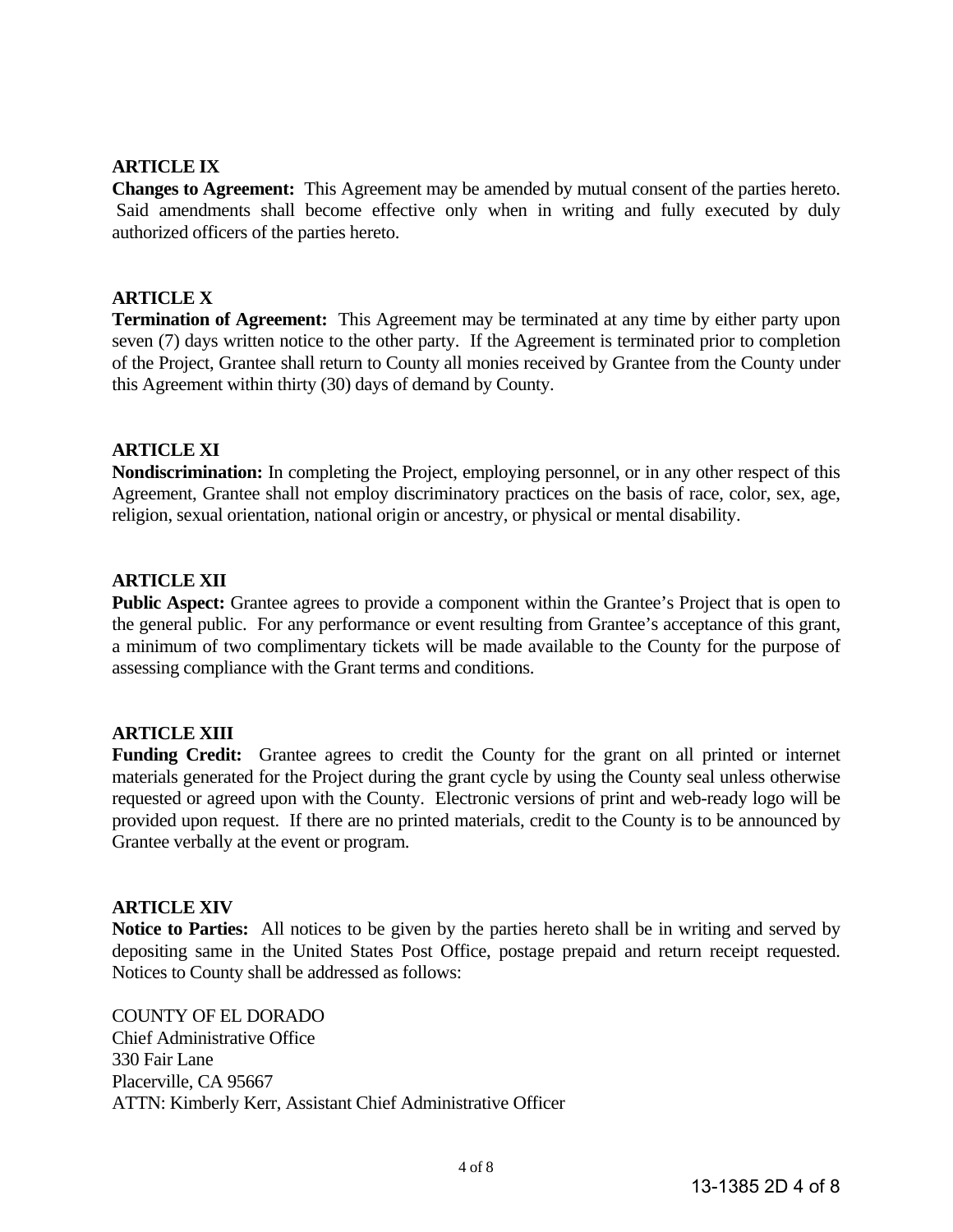**ARTICLE IX**
**Changes to Agreement:** This Agreement may be amended by mutual consent of the parties hereto. Said amendments shall become effective only when in writing and fully executed by duly authorized officers of the parties hereto.

**ARTICLE X**
**Termination of Agreement:** This Agreement may be terminated at any time by either party upon seven (7) days written notice to the other party. If the Agreement is terminated prior to completion of the Project, Grantee shall return to County all monies received by Grantee from the County under this Agreement within thirty (30) days of demand by County.

**ARTICLE XI**
**Nondiscrimination:** In completing the Project, employing personnel, or in any other respect of this Agreement, Grantee shall not employ discriminatory practices on the basis of race, color, sex, age, religion, sexual orientation, national origin or ancestry, or physical or mental disability.

**ARTICLE XII**
**Public Aspect:** Grantee agrees to provide a component within the Grantee's Project that is open to the general public. For any performance or event resulting from Grantee's acceptance of this grant, a minimum of two complimentary tickets will be made available to the County for the purpose of assessing compliance with the Grant terms and conditions.

**ARTICLE XIII**
**Funding Credit:** Grantee agrees to credit the County for the grant on all printed or internet materials generated for the Project during the grant cycle by using the County seal unless otherwise requested or agreed upon with the County. Electronic versions of print and web-ready logo will be provided upon request. If there are no printed materials, credit to the County is to be announced by Grantee verbally at the event or program.

**ARTICLE XIV**
**Notice to Parties:** All notices to be given by the parties hereto shall be in writing and served by depositing same in the United States Post Office, postage prepaid and return receipt requested. Notices to County shall be addressed as follows:

COUNTY OF EL DORADO
Chief Administrative Office
330 Fair Lane
Placerville, CA 95667
ATTN: Kimberly Kerr, Assistant Chief Administrative Officer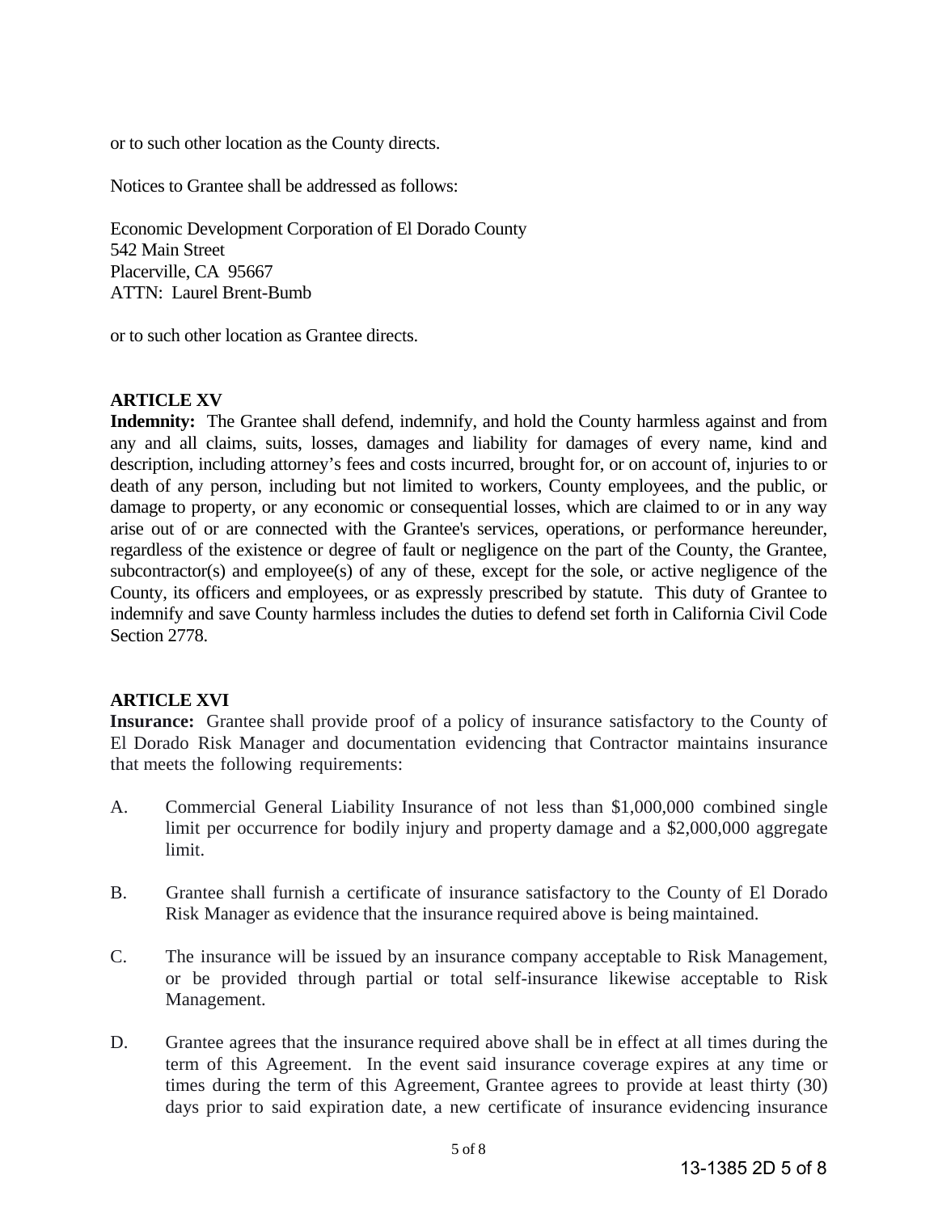or to such other location as the County directs.

Notices to Grantee shall be addressed as follows:

Economic Development Corporation of El Dorado County
542 Main Street
Placerville, CA 95667
ATTN: Laurel Brent-Bumb

or to such other location as Grantee directs.

## ARTICLE XV

**Indemnity:** The Grantee shall defend, indemnify, and hold the County harmless against and from any and all claims, suits, losses, damages and liability for damages of every name, kind and description, including attorney's fees and costs incurred, brought for, or on account of, injuries to or death of any person, including but not limited to workers, County employees, and the public, or damage to property, or any economic or consequential losses, which are claimed to or in any way arise out of or are connected with the Grantee's services, operations, or performance hereunder, regardless of the existence or degree of fault or negligence on the part of the County, the Grantee, subcontractor(s) and employee(s) of any of these, except for the sole, or active negligence of the County, its officers and employees, or as expressly prescribed by statute. This duty of Grantee to indemnify and save County harmless includes the duties to defend set forth in California Civil Code Section 2778.

## ARTICLE XVI

**Insurance:** Grantee shall provide proof of a policy of insurance satisfactory to the County of El Dorado Risk Manager and documentation evidencing that Contractor maintains insurance that meets the following requirements:

A. Commercial General Liability Insurance of not less than $1,000,000 combined single limit per occurrence for bodily injury and property damage and a $2,000,000 aggregate limit.

B. Grantee shall furnish a certificate of insurance satisfactory to the County of El Dorado Risk Manager as evidence that the insurance required above is being maintained.

C. The insurance will be issued by an insurance company acceptable to Risk Management, or be provided through partial or total self-insurance likewise acceptable to Risk Management.

D. Grantee agrees that the insurance required above shall be in effect at all times during the term of this Agreement. In the event said insurance coverage expires at any time or times during the term of this Agreement, Grantee agrees to provide at least thirty (30) days prior to said expiration date, a new certificate of insurance evidencing insurance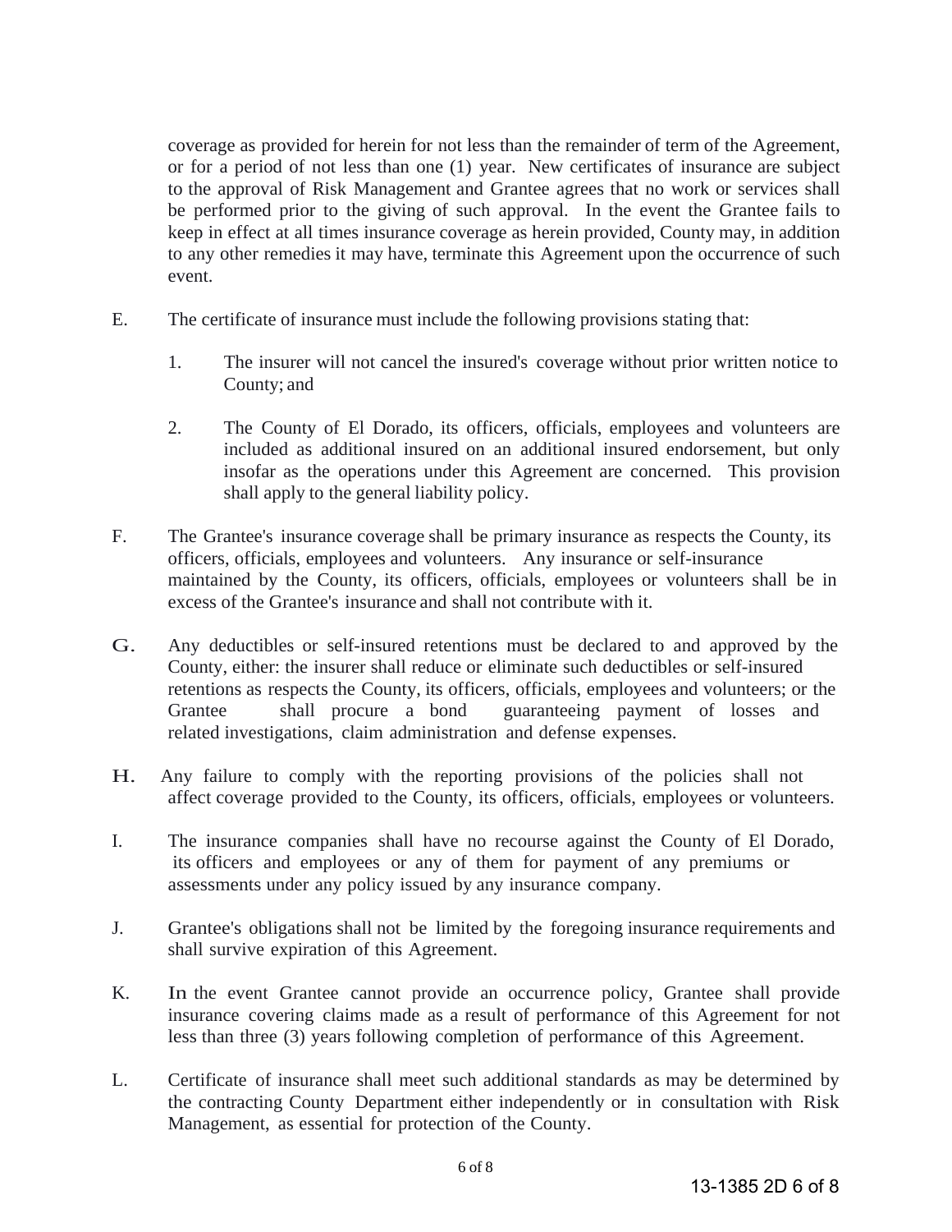coverage as provided for herein for not less than the remainder of term of the Agreement, or for a period of not less than one (1) year. New certificates of insurance are subject to the approval of Risk Management and Grantee agrees that no work or services shall be performed prior to the giving of such approval. In the event the Grantee fails to keep in effect at all times insurance coverage as herein provided, County may, in addition to any other remedies it may have, terminate this Agreement upon the occurrence of such event.

E. The certificate of insurance must include the following provisions stating that:

   1. The insurer will not cancel the insured's coverage without prior written notice to County; and

   2. The County of El Dorado, its officers, officials, employees and volunteers are included as additional insured on an additional insured endorsement, but only insofar as the operations under this Agreement are concerned. This provision shall apply to the general liability policy.

F. The Grantee's insurance coverage shall be primary insurance as respects the County, its officers, officials, employees and volunteers. Any insurance or self-insurance maintained by the County, its officers, officials, employees or volunteers shall be in excess of the Grantee's insurance and shall not contribute with it.

G. Any deductibles or self-insured retentions must be declared to and approved by the County, either: the insurer shall reduce or eliminate such deductibles or self-insured retentions as respects the County, its officers, officials, employees and volunteers; or the Grantee shall procure a bond guaranteeing payment of losses and related investigations, claim administration and defense expenses.

H. Any failure to comply with the reporting provisions of the policies shall not affect coverage provided to the County, its officers, officials, employees or volunteers.

I. The insurance companies shall have no recourse against the County of El Dorado, its officers and employees or any of them for payment of any premiums or assessments under any policy issued by any insurance company.

J. Grantee's obligations shall not be limited by the foregoing insurance requirements and shall survive expiration of this Agreement.

K. In the event Grantee cannot provide an occurrence policy, Grantee shall provide insurance covering claims made as a result of performance of this Agreement for not less than three (3) years following completion of performance of this Agreement.

L. Certificate of insurance shall meet such additional standards as may be determined by the contracting County Department either independently or in consultation with Risk Management, as essential for protection of the County.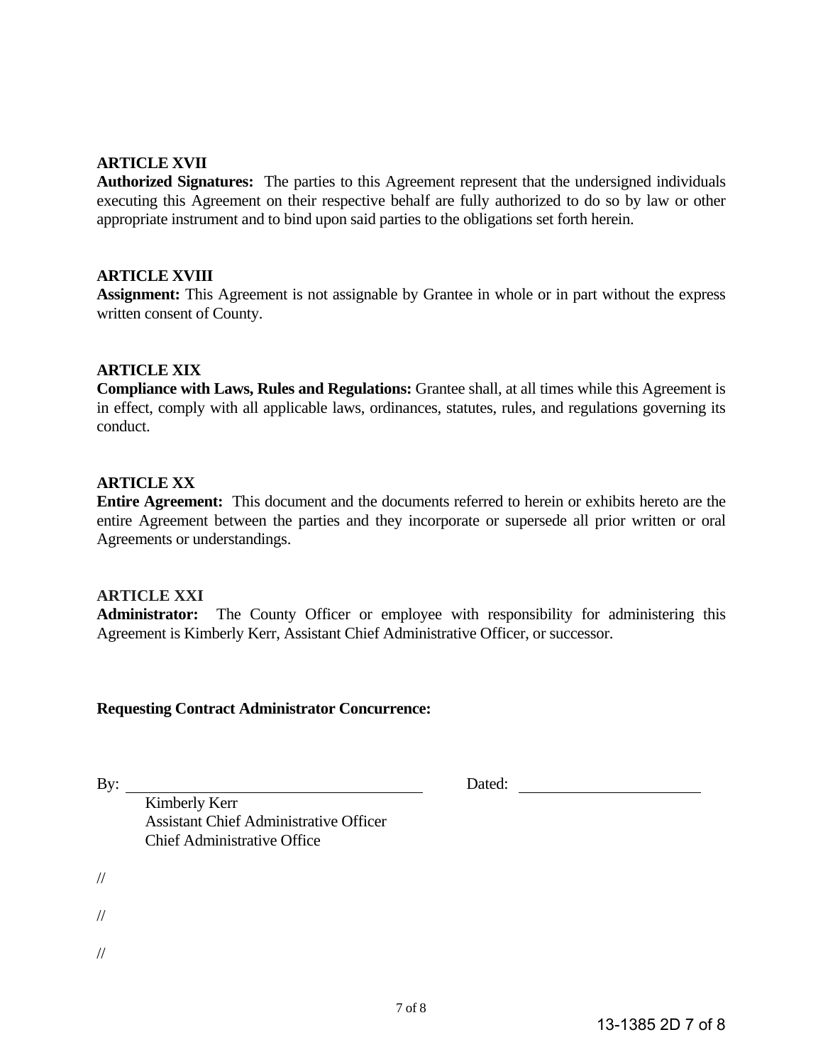**ARTICLE XVII**

**Authorized Signatures:** The parties to this Agreement represent that the undersigned individuals executing this Agreement on their respective behalf are fully authorized to do so by law or other appropriate instrument and to bind upon said parties to the obligations set forth herein.

**ARTICLE XVIII**

**Assignment:** This Agreement is not assignable by Grantee in whole or in part without the express written consent of County.

**ARTICLE XIX**

**Compliance with Laws, Rules and Regulations:** Grantee shall, at all times while this Agreement is in effect, comply with all applicable laws, ordinances, statutes, rules, and regulations governing its conduct.

**ARTICLE XX**

**Entire Agreement:** This document and the documents referred to herein or exhibits hereto are the entire Agreement between the parties and they incorporate or supersede all prior written or oral Agreements or understandings.

**ARTICLE XXI**

**Administrator:** The County Officer or employee with responsibility for administering this Agreement is Kimberly Kerr, Assistant Chief Administrative Officer, or successor.

**Requesting Contract Administrator Concurrence:**

By: ______________________________ Dated: ____________________

Kimberly Kerr
Assistant Chief Administrative Officer
Chief Administrative Office

//

//

//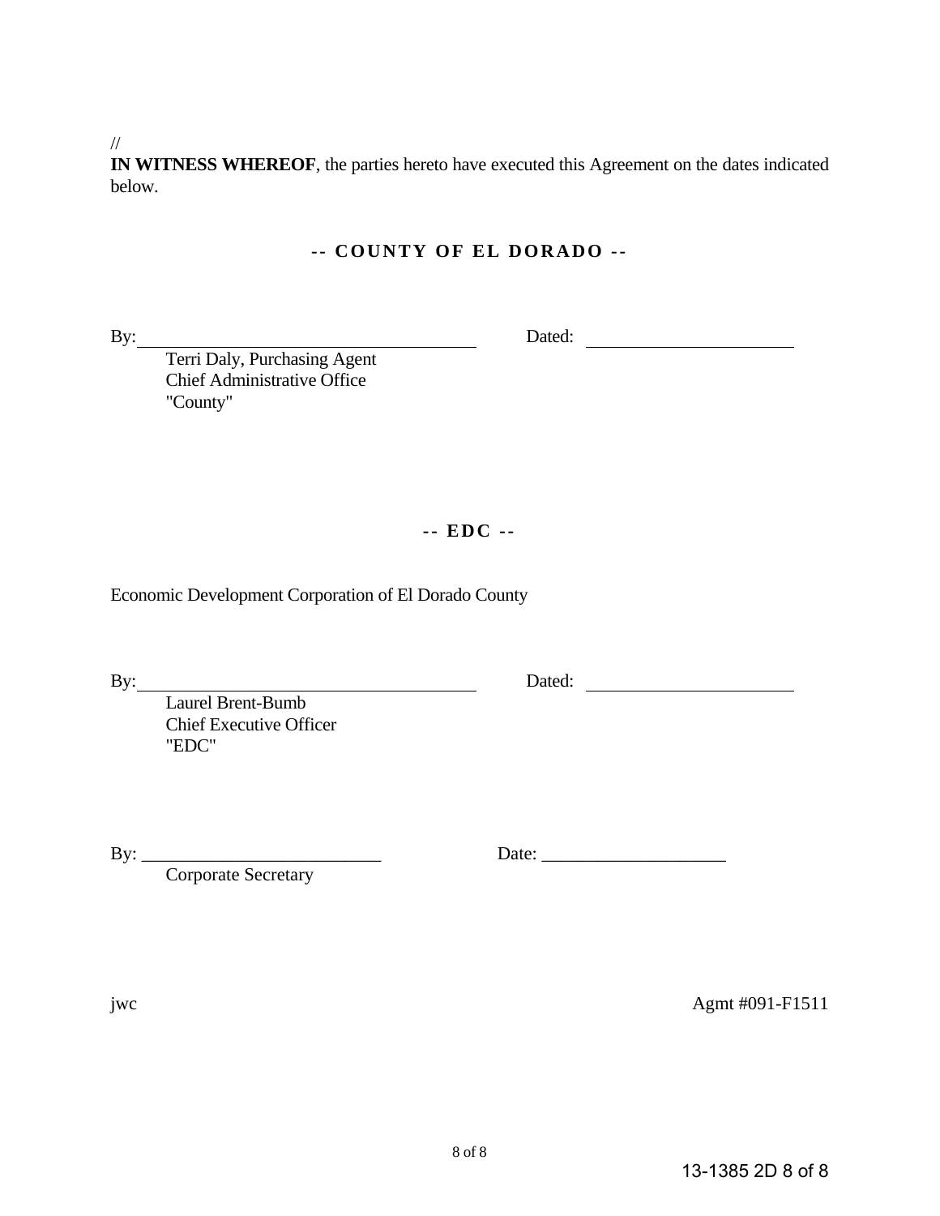//

**IN WITNESS WHEREOF**, the parties hereto have executed this Agreement on the dates indicated below.

**-- COUNTY OF EL DORADO --**

By: ______________________________ Dated: ____________________

Terri Daly, Purchasing Agent
Chief Administrative Office
"County"

**-- EDC --**

Economic Development Corporation of El Dorado County

By: ______________________________ Dated: ____________________

Laurel Brent-Bumb
Chief Executive Officer
"EDC"

By: __________________________ Date: ____________________

Corporate Secretary

jwc Agmt #091-F1511

13-1385 2D 8 of 8